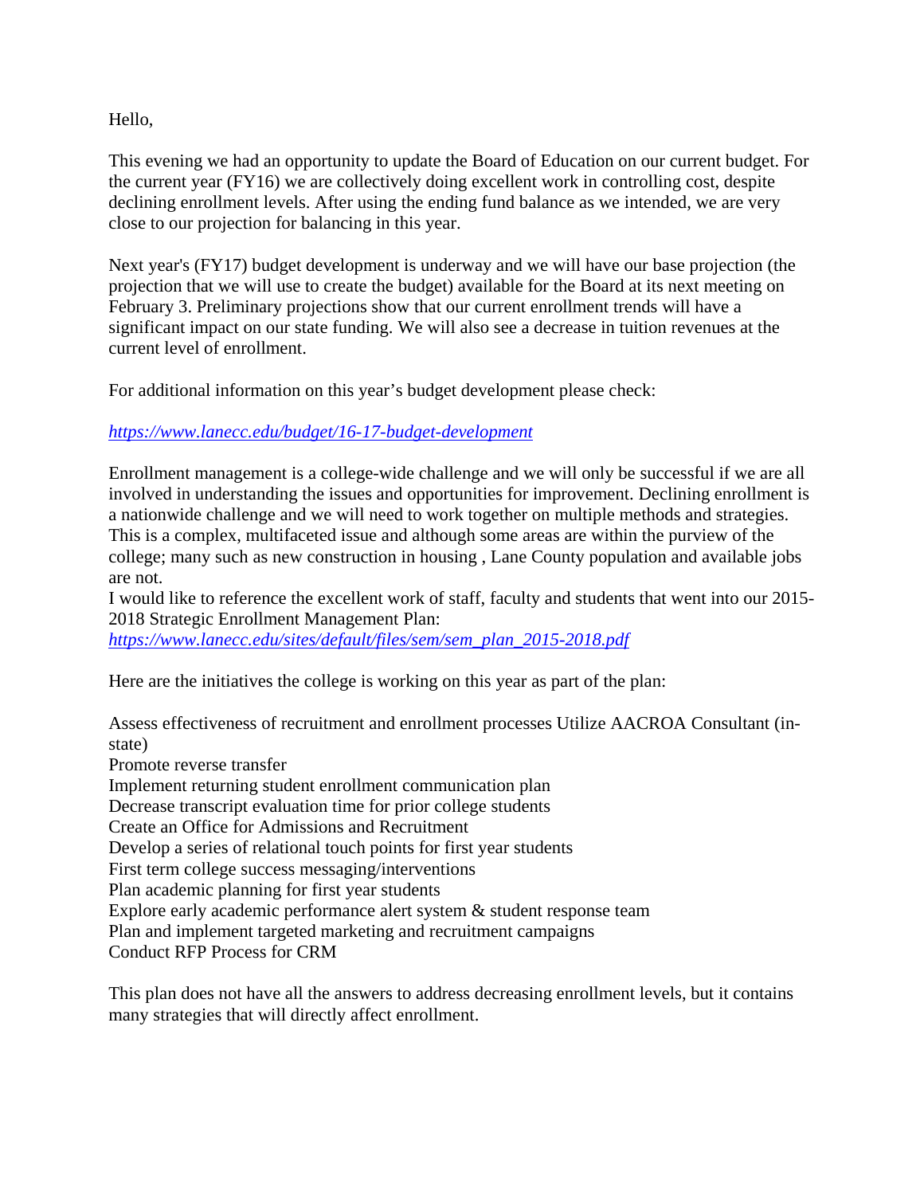Hello,

This evening we had an opportunity to update the Board of Education on our current budget. For the current year (FY16) we are collectively doing excellent work in controlling cost, despite declining enrollment levels. After using the ending fund balance as we intended, we are very close to our projection for balancing in this year.

Next year's (FY17) budget development is underway and we will have our base projection (the projection that we will use to create the budget) available for the Board at its next meeting on February 3. Preliminary projections show that our current enrollment trends will have a significant impact on our state funding. We will also see a decrease in tuition revenues at the current level of enrollment.

For additional information on this year's budget development please check:

*https://www.lanecc.edu/budget/16-17-budget-development*

Enrollment management is a college-wide challenge and we will only be successful if we are all involved in understanding the issues and opportunities for improvement. Declining enrollment is a nationwide challenge and we will need to work together on multiple methods and strategies. This is a complex, multifaceted issue and although some areas are within the purview of the college; many such as new construction in housing , Lane County population and available jobs are not.

I would like to reference the excellent work of staff, faculty and students that went into our 2015-2018 Strategic Enrollment Management Plan:
*https://www.lanecc.edu/sites/default/files/sem/sem_plan_2015-2018.pdf*

Here are the initiatives the college is working on this year as part of the plan:

Assess effectiveness of recruitment and enrollment processes Utilize AACROA Consultant (in-state)
Promote reverse transfer
Implement returning student enrollment communication plan
Decrease transcript evaluation time for prior college students
Create an Office for Admissions and Recruitment
Develop a series of relational touch points for first year students
First term college success messaging/interventions
Plan academic planning for first year students
Explore early academic performance alert system & student response team
Plan and implement targeted marketing and recruitment campaigns
Conduct RFP Process for CRM

This plan does not have all the answers to address decreasing enrollment levels, but it contains many strategies that will directly affect enrollment.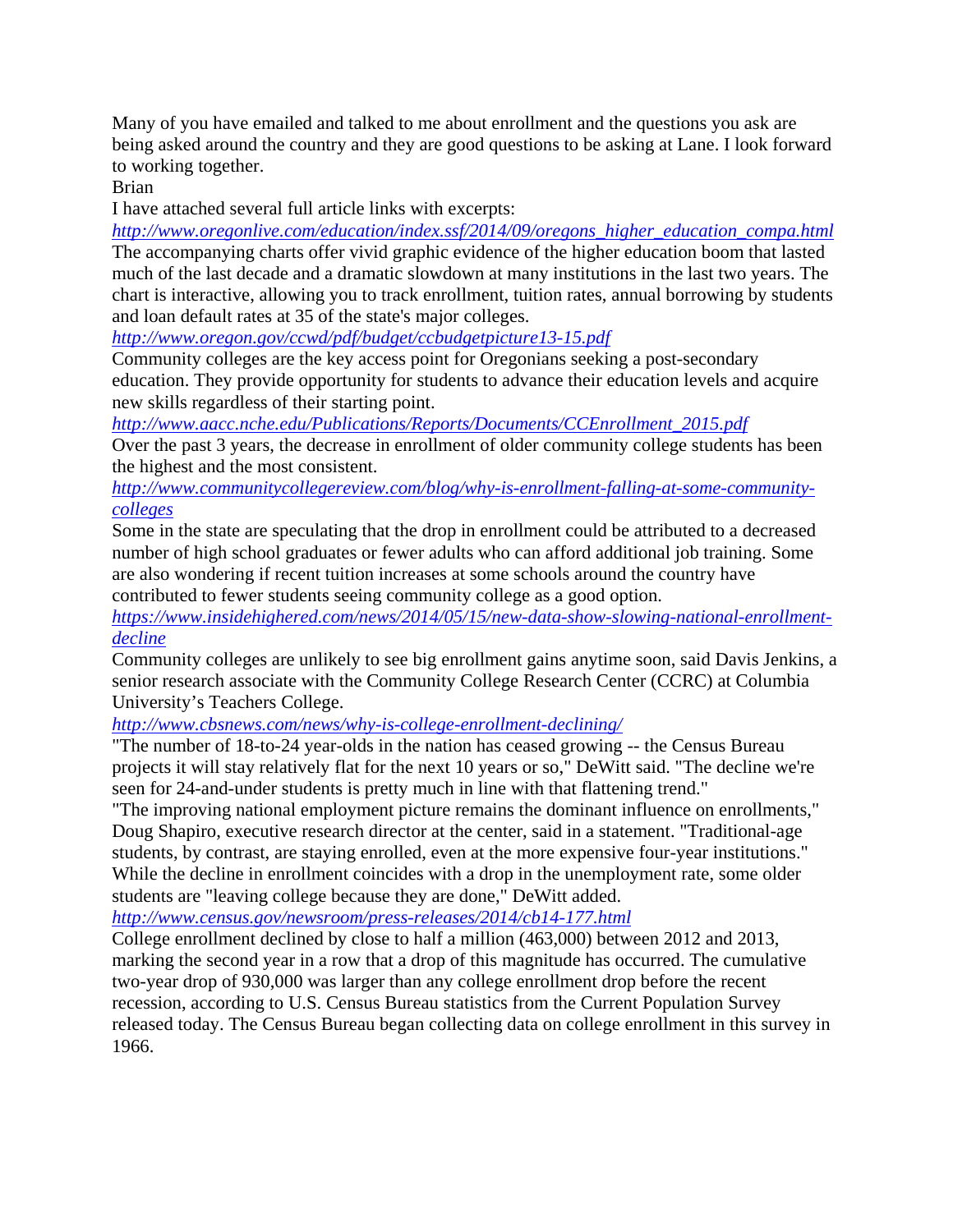Many of you have emailed and talked to me about enrollment and the questions you ask are being asked around the country and they are good questions to be asking at Lane. I look forward to working together.

Brian

I have attached several full article links with excerpts:

*http://www.oregonlive.com/education/index.ssf/2014/09/oregons_higher_education_compa.html*

The accompanying charts offer vivid graphic evidence of the higher education boom that lasted much of the last decade and a dramatic slowdown at many institutions in the last two years. The chart is interactive, allowing you to track enrollment, tuition rates, annual borrowing by students and loan default rates at 35 of the state's major colleges.

*http://www.oregon.gov/ccwd/pdf/budget/ccbudgetpicture13-15.pdf*

Community colleges are the key access point for Oregonians seeking a post-secondary education. They provide opportunity for students to advance their education levels and acquire new skills regardless of their starting point.

*http://www.aacc.nche.edu/Publications/Reports/Documents/CCEnrollment_2015.pdf*

Over the past 3 years, the decrease in enrollment of older community college students has been the highest and the most consistent.

*http://www.communitycollegereview.com/blog/why-is-enrollment-falling-at-some-community-colleges*

Some in the state are speculating that the drop in enrollment could be attributed to a decreased number of high school graduates or fewer adults who can afford additional job training. Some are also wondering if recent tuition increases at some schools around the country have contributed to fewer students seeing community college as a good option.

*https://www.insidehighered.com/news/2014/05/15/new-data-show-slowing-national-enrollment-decline*

Community colleges are unlikely to see big enrollment gains anytime soon, said Davis Jenkins, a senior research associate with the Community College Research Center (CCRC) at Columbia University's Teachers College.

*http://www.cbsnews.com/news/why-is-college-enrollment-declining/*

"The number of 18-to-24 year-olds in the nation has ceased growing -- the Census Bureau projects it will stay relatively flat for the next 10 years or so," DeWitt said. "The decline we're seen for 24-and-under students is pretty much in line with that flattening trend."

"The improving national employment picture remains the dominant influence on enrollments," Doug Shapiro, executive research director at the center, said in a statement. "Traditional-age students, by contrast, are staying enrolled, even at the more expensive four-year institutions."

While the decline in enrollment coincides with a drop in the unemployment rate, some older students are "leaving college because they are done," DeWitt added.

*http://www.census.gov/newsroom/press-releases/2014/cb14-177.html*

College enrollment declined by close to half a million (463,000) between 2012 and 2013, marking the second year in a row that a drop of this magnitude has occurred. The cumulative two-year drop of 930,000 was larger than any college enrollment drop before the recent recession, according to U.S. Census Bureau statistics from the Current Population Survey released today. The Census Bureau began collecting data on college enrollment in this survey in 1966.